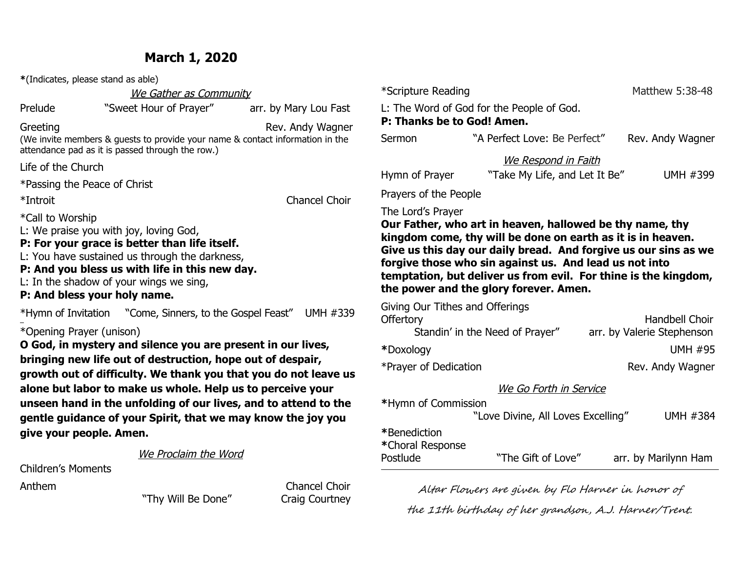# March 1, 2020

*(Indicates, please stand as able)

*We Gather as Community*

Prelude "Sweet Hour of Prayer" arr. by Mary Lou Fast

Greeting Rev. Andy Wagner

(We invite members & guests to provide your name & contact information in the attendance pad as it is passed through the row.)

Life of the Church

*Passing the Peace of Christ

*Introit Chancel Choir

*Call to Worship

L: We praise you with joy, loving God,

**P: For your grace is better than life itself.**

L: You have sustained us through the darkness,

**P: And you bless us with life in this new day.**

L: In the shadow of your wings we sing,

**P: And bless your holy name.**

*Hymn of Invitation "Come, Sinners, to the Gospel Feast" UMH #339

*Opening Prayer (unison)

**O God, in mystery and silence you are present in our lives, bringing new life out of destruction, hope out of despair, growth out of difficulty. We thank you that you do not leave us alone but labor to make us whole. Help us to perceive your unseen hand in the unfolding of our lives, and to attend to the gentle guidance of your Spirit, that we may know the joy you give your people. Amen.**

*We Proclaim the Word*

Children's Moments

Anthem Chancel Choir

"Thy Will Be Done" Craig Courtney

*Scripture Reading Matthew 5:38-48

L: The Word of God for the People of God.

**P: Thanks be to God! Amen.**

Sermon "A Perfect Love: Be Perfect" Rev. Andy Wagner

*We Respond in Faith*

Hymn of Prayer "Take My Life, and Let It Be" UMH #399

Prayers of the People

The Lord's Prayer

**Our Father, who art in heaven, hallowed be thy name, thy kingdom come, thy will be done on earth as it is in heaven. Give us this day our daily bread. And forgive us our sins as we forgive those who sin against us. And lead us not into temptation, but deliver us from evil. For thine is the kingdom, the power and the glory forever. Amen.**

Giving Our Tithes and Offerings

Offertory Handbell Choir

Standin' in the Need of Prayer" arr. by Valerie Stephenson

*Doxology UMH #95

*Prayer of Dedication Rev. Andy Wagner

*We Go Forth in Service*

*Hymn of Commission

"Love Divine, All Loves Excelling" UMH #384

*Benediction

*Choral Response

Postlude "The Gift of Love" arr. by Marilynn Ham

---

*Altar Flowers are given by Flo Harner in honor of the 11th birthday of her grandson, A.J. Harner/Trent.*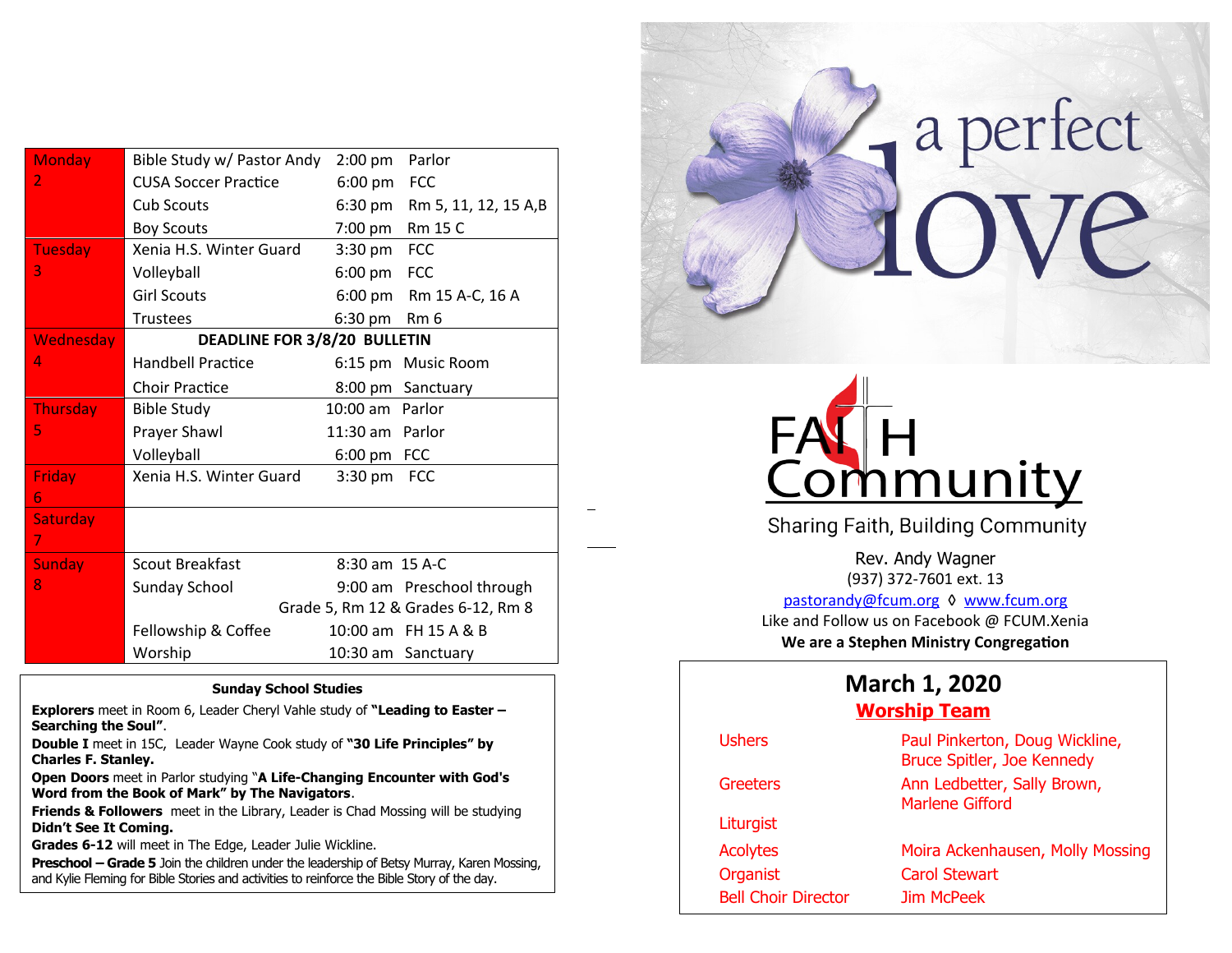| Day | Event | Time | Location |
|---|---|---|---|
| Monday 2 | Bible Study w/ Pastor Andy | 2:00 pm | Parlor |
| | CUSA Soccer Practice | 6:00 pm | FCC |
| | Cub Scouts | 6:30 pm | Rm 5, 11, 12, 15 A,B |
| | Boy Scouts | 7:00 pm | Rm 15 C |
| Tuesday 3 | Xenia H.S. Winter Guard | 3:30 pm | FCC |
| | Volleyball | 6:00 pm | FCC |
| | Girl Scouts | 6:00 pm | Rm 15 A-C, 16 A |
| | Trustees | 6:30 pm | Rm 6 |
| Wednesday 4 | **DEADLINE FOR 3/8/20 BULLETIN** | | |
| | Handbell Practice | 6:15 pm | Music Room |
| | Choir Practice | 8:00 pm | Sanctuary |
| Thursday 5 | Bible Study | 10:00 am | Parlor |
| | Prayer Shawl | 11:30 am | Parlor |
| | Volleyball | 6:00 pm | FCC |
| Friday 6 | Xenia H.S. Winter Guard | 3:30 pm | FCC |
| Saturday 7 | | | |
| Sunday 8 | Scout Breakfast | 8:30 am | 15 A-C |
| | Sunday School | 9:00 am | Preschool through Grade 5, Rm 12 & Grades 6-12, Rm 8 |
| | Fellowship & Coffee | 10:00 am | FH 15 A & B |
| | Worship | 10:30 am | Sanctuary |

**Sunday School Studies**

**Explorers** meet in Room 6, Leader Cheryl Vahle study of **"Leading to Easter – Searching the Soul"**.

**Double I** meet in 15C, Leader Wayne Cook study of **"30 Life Principles" by Charles F. Stanley.**

**Open Doors** meet in Parlor studying "**A Life-Changing Encounter with God's Word from the Book of Mark" by The Navigators**.

**Friends & Followers** meet in the Library, Leader is Chad Mossing will be studying **Didn't See It Coming.**

**Grades 6-12** will meet in The Edge, Leader Julie Wickline.

**Preschool – Grade 5** Join the children under the leadership of Betsy Murray, Karen Mossing, and Kylie Fleming for Bible Stories and activities to reinforce the Bible Story of the day.

a perfect love

# FAITH Community

Sharing Faith, Building Community

Rev. Andy Wagner
(937) 372-7601 ext. 13
pastorandy@fcum.org ◊ www.fcum.org
Like and Follow us on Facebook @ FCUM.Xenia
**We are a Stephen Ministry Congregation**

## March 1, 2020

### Worship Team

| Role | Name(s) |
|---|---|
| Ushers | Paul Pinkerton, Doug Wickline, Bruce Spitler, Joe Kennedy |
| Greeters | Ann Ledbetter, Sally Brown, Marlene Gifford |
| Liturgist | |
| Acolytes | Moira Ackenhausen, Molly Mossing |
| Organist | Carol Stewart |
| Bell Choir Director | Jim McPeek |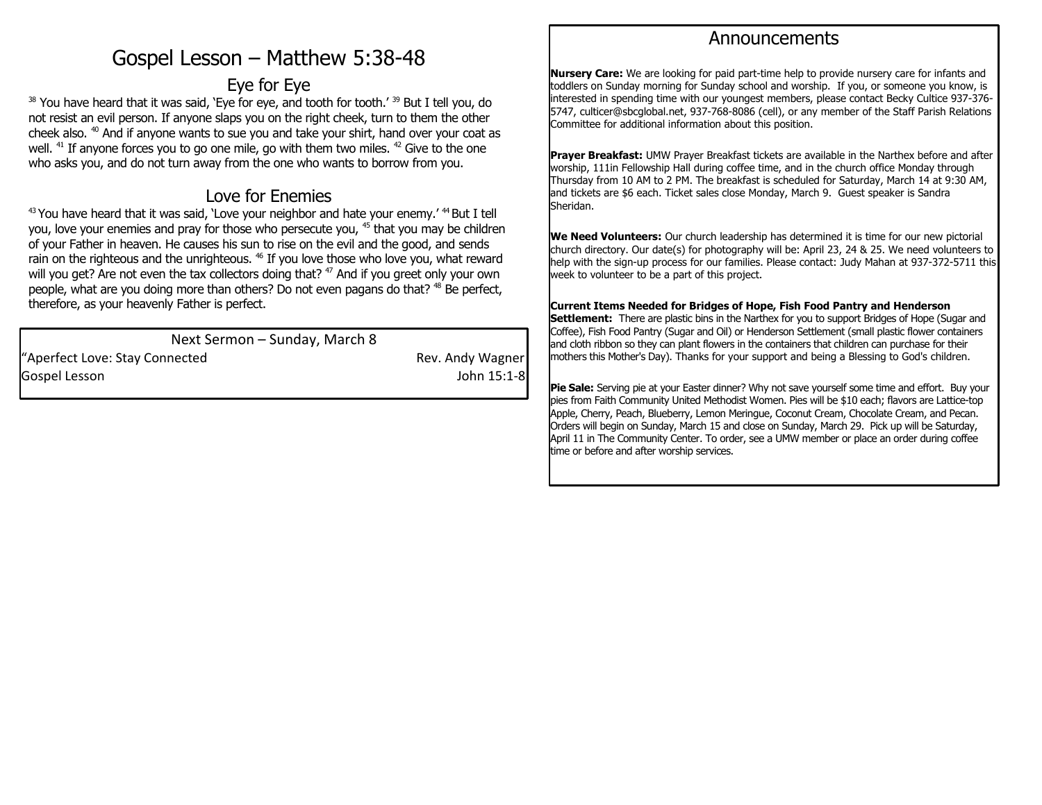# Gospel Lesson – Matthew 5:38-48

## Eye for Eye

[38] You have heard that it was said, 'Eye for eye, and tooth for tooth.' [39] But I tell you, do not resist an evil person. If anyone slaps you on the right cheek, turn to them the other cheek also. [40] And if anyone wants to sue you and take your shirt, hand over your coat as well. [41] If anyone forces you to go one mile, go with them two miles. [42] Give to the one who asks you, and do not turn away from the one who wants to borrow from you.

## Love for Enemies

[43] You have heard that it was said, 'Love your neighbor and hate your enemy.' [44] But I tell you, love your enemies and pray for those who persecute you, [45] that you may be children of your Father in heaven. He causes his sun to rise on the evil and the good, and sends rain on the righteous and the unrighteous. [46] If you love those who love you, what reward will you get? Are not even the tax collectors doing that? [47] And if you greet only your own people, what are you doing more than others? Do not even pagans do that? [48] Be perfect, therefore, as your heavenly Father is perfect.

Next Sermon – Sunday, March 8

"Aperfect Love: Stay Connected — Rev. Andy Wagner

Gospel Lesson — John 15:1-8

# Announcements

**Nursery Care:** We are looking for paid part-time help to provide nursery care for infants and toddlers on Sunday morning for Sunday school and worship. If you, or someone you know, is interested in spending time with our youngest members, please contact Becky Cultice 937-376-5747, culticer@sbcglobal.net, 937-768-8086 (cell), or any member of the Staff Parish Relations Committee for additional information about this position.

**Prayer Breakfast:** UMW Prayer Breakfast tickets are available in the Narthex before and after worship, 111in Fellowship Hall during coffee time, and in the church office Monday through Thursday from 10 AM to 2 PM. The breakfast is scheduled for Saturday, March 14 at 9:30 AM, and tickets are $6 each. Ticket sales close Monday, March 9. Guest speaker is Sandra Sheridan.

**We Need Volunteers:** Our church leadership has determined it is time for our new pictorial church directory. Our date(s) for photography will be: April 23, 24 & 25. We need volunteers to help with the sign-up process for our families. Please contact: Judy Mahan at 937-372-5711 this week to volunteer to be a part of this project.

**Current Items Needed for Bridges of Hope, Fish Food Pantry and Henderson Settlement:** There are plastic bins in the Narthex for you to support Bridges of Hope (Sugar and Coffee), Fish Food Pantry (Sugar and Oil) or Henderson Settlement (small plastic flower containers and cloth ribbon so they can plant flowers in the containers that children can purchase for their mothers this Mother's Day). Thanks for your support and being a Blessing to God's children.

**Pie Sale:** Serving pie at your Easter dinner? Why not save yourself some time and effort. Buy your pies from Faith Community United Methodist Women. Pies will be $10 each; flavors are Lattice-top Apple, Cherry, Peach, Blueberry, Lemon Meringue, Coconut Cream, Chocolate Cream, and Pecan. Orders will begin on Sunday, March 15 and close on Sunday, March 29. Pick up will be Saturday, April 11 in The Community Center. To order, see a UMW member or place an order during coffee time or before and after worship services.